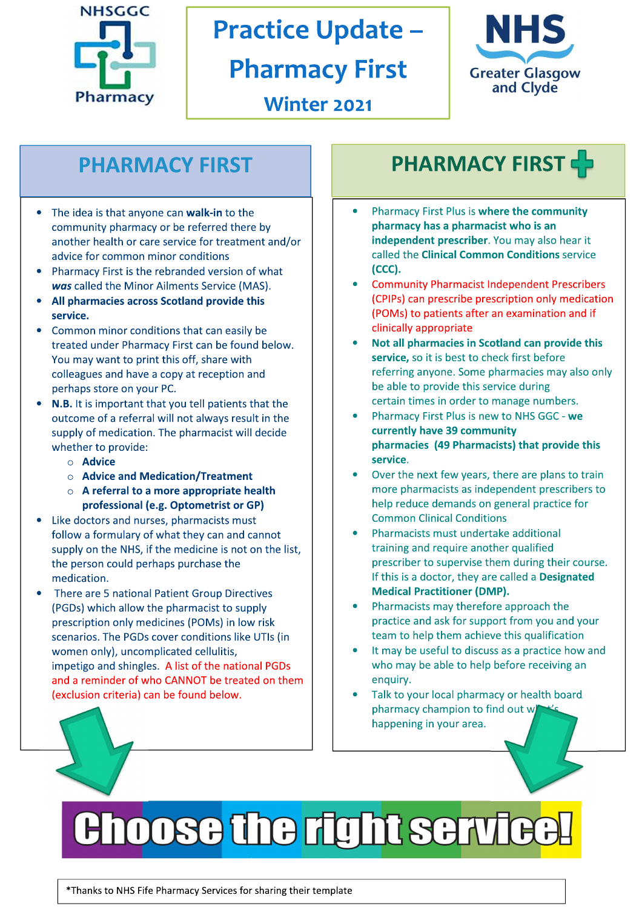NHSGGC Pharmacy

# Practice Update – Pharmacy First

### Winter 2021

NHS Greater Glasgow and Clyde

## PHARMACY FIRST

- The idea is that anyone can **walk-in** to the community pharmacy or be referred there by another health or care service for treatment and/or advice for common minor conditions
- Pharmacy First is the rebranded version of what ***was*** called the Minor Ailments Service (MAS).
- **All pharmacies across Scotland provide this service.**
- Common minor conditions that can easily be treated under Pharmacy First can be found below. You may want to print this off, share with colleagues and have a copy at reception and perhaps store on your PC.
- **N.B.** It is important that you tell patients that the outcome of a referral will not always result in the supply of medication. The pharmacist will decide whether to provide:
  - **Advice**
  - **Advice and Medication/Treatment**
  - **A referral to a more appropriate health professional (e.g. Optometrist or GP)**
- Like doctors and nurses, pharmacists must follow a formulary of what they can and cannot supply on the NHS, if the medicine is not on the list, the person could perhaps purchase the medication.
- There are 5 national Patient Group Directives (PGDs) which allow the pharmacist to supply prescription only medicines (POMs) in low risk scenarios. The PGDs cover conditions like UTIs (in women only), uncomplicated cellulitis, impetigo and shingles. A list of the national PGDs and a reminder of who CANNOT be treated on them (exclusion criteria) can be found below.

## PHARMACY FIRST +

- Pharmacy First Plus is **where the community pharmacy has a pharmacist who is an independent prescriber**. You may also hear it called the **Clinical Common Conditions** service **(CCC).**
- Community Pharmacist Independent Prescribers (CPIPs) can prescribe prescription only medication (POMs) to patients after an examination and if clinically appropriate
- **Not all pharmacies in Scotland can provide this service,** so it is best to check first before referring anyone. Some pharmacies may also only be able to provide this service during certain times in order to manage numbers.
- Pharmacy First Plus is new to NHS GGC - **we currently have 39 community pharmacies (49 Pharmacists) that provide this service.**
- Over the next few years, there are plans to train more pharmacists as independent prescribers to help reduce demands on general practice for Common Clinical Conditions
- Pharmacists must undertake additional training and require another qualified prescriber to supervise them during their course. If this is a doctor, they are called a **Designated Medical Practitioner (DMP).**
- Pharmacists may therefore approach the practice and ask for support from you and your team to help them achieve this qualification
- It may be useful to discuss as a practice how and who may be able to help before receiving an enquiry.
- Talk to your local pharmacy or health board pharmacy champion to find out what's happening in your area.

**Choose the right service!**

*Thanks to NHS Fife Pharmacy Services for sharing their template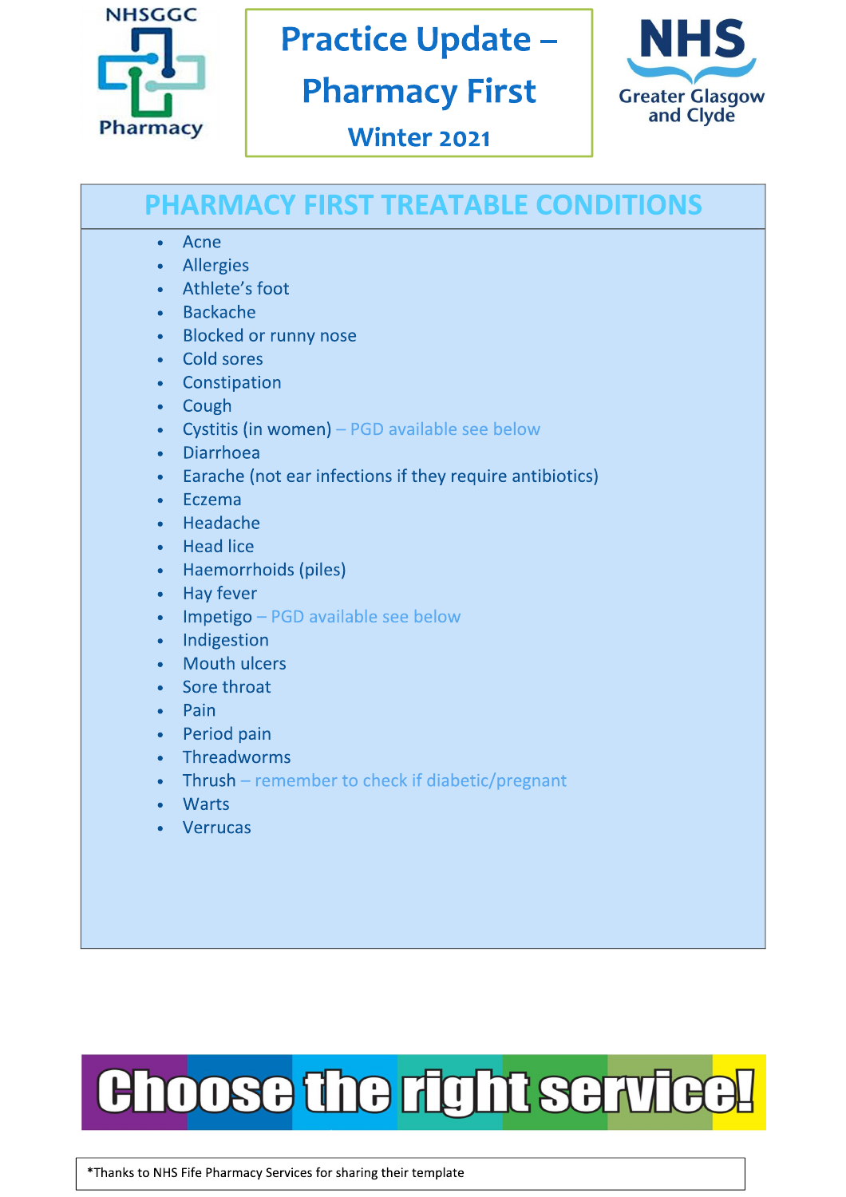NHSGGC Pharmacy

# Practice Update – Pharmacy First

## Winter 2021

NHS Greater Glasgow and Clyde

## PHARMACY FIRST TREATABLE CONDITIONS

- Acne
- Allergies
- Athlete's foot
- Backache
- Blocked or runny nose
- Cold sores
- Constipation
- Cough
- Cystitis (in women) – PGD available see below
- Diarrhoea
- Earache (not ear infections if they require antibiotics)
- Eczema
- Headache
- Head lice
- Haemorrhoids (piles)
- Hay fever
- Impetigo – PGD available see below
- Indigestion
- Mouth ulcers
- Sore throat
- Pain
- Period pain
- Threadworms
- Thrush – remember to check if diabetic/pregnant
- Warts
- Verrucas

**Choose the right service!**

*Thanks to NHS Fife Pharmacy Services for sharing their template